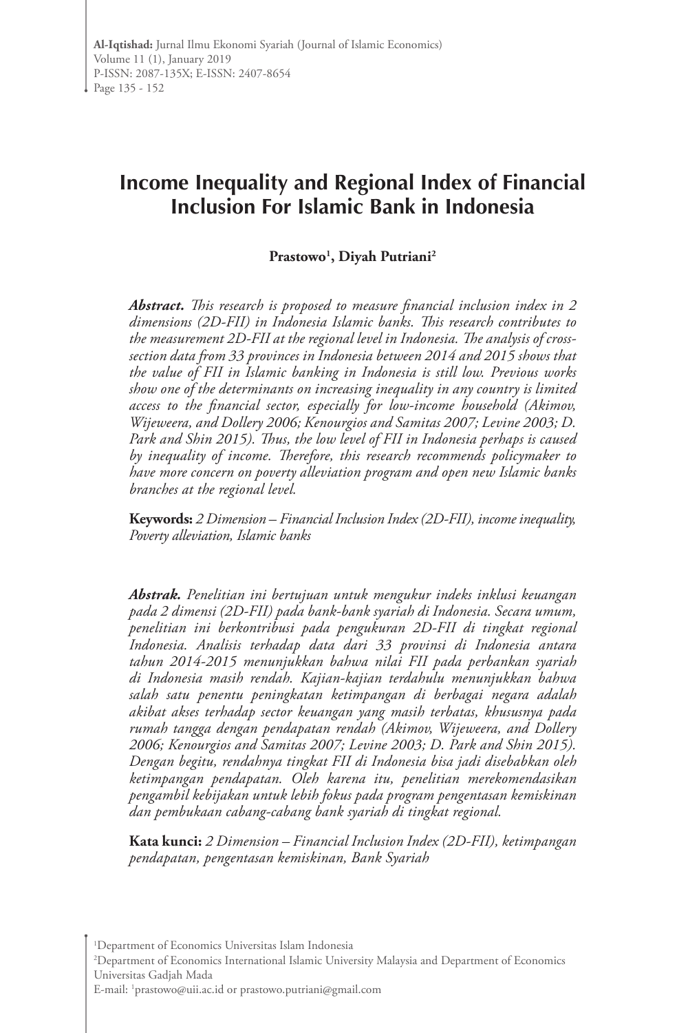# Income Inequality and Regional Index of Financial Inclusion For Islamic Bank in Indonesia

**Prastowo[1], Diyah Putriani[2]**

***Abstract.*** *This research is proposed to measure financial inclusion index in 2 dimensions (2D-FII) in Indonesia Islamic banks. This research contributes to the measurement 2D-FII at the regional level in Indonesia. The analysis of cross-section data from 33 provinces in Indonesia between 2014 and 2015 shows that the value of FII in Islamic banking in Indonesia is still low. Previous works show one of the determinants on increasing inequality in any country is limited access to the financial sector, especially for low-income household (Akimov, Wijeweera, and Dollery 2006; Kenourgios and Samitas 2007; Levine 2003; D. Park and Shin 2015). Thus, the low level of FII in Indonesia perhaps is caused by inequality of income. Therefore, this research recommends policymaker to have more concern on poverty alleviation program and open new Islamic banks branches at the regional level.*

**Keywords:** *2 Dimension – Financial Inclusion Index (2D-FII), income inequality, Poverty alleviation, Islamic banks*

***Abstrak.*** *Penelitian ini bertujuan untuk mengukur indeks inklusi keuangan pada 2 dimensi (2D-FII) pada bank-bank syariah di Indonesia. Secara umum, penelitian ini berkontribusi pada pengukuran 2D-FII di tingkat regional Indonesia. Analisis terhadap data dari 33 provinsi di Indonesia antara tahun 2014-2015 menunjukkan bahwa nilai FII pada perbankan syariah di Indonesia masih rendah. Kajian-kajian terdahulu menunjukkan bahwa salah satu penentu peningkatan ketimpangan di berbagai negara adalah akibat akses terhadap sector keuangan yang masih terbatas, khususnya pada rumah tangga dengan pendapatan rendah (Akimov, Wijeweera, and Dollery 2006; Kenourgios and Samitas 2007; Levine 2003; D. Park and Shin 2015). Dengan begitu, rendahnya tingkat FII di Indonesia bisa jadi disebabkan oleh ketimpangan pendapatan. Oleh karena itu, penelitian merekomendasikan pengambil kebijakan untuk lebih fokus pada program pengentasan kemiskinan dan pembukaan cabang-cabang bank syariah di tingkat regional.*

**Kata kunci:** *2 Dimension – Financial Inclusion Index (2D-FII), ketimpangan pendapatan, pengentasan kemiskinan, Bank Syariah*

[1]Department of Economics Universitas Islam Indonesia

[2]Department of Economics International Islamic University Malaysia and Department of Economics Universitas Gadjah Mada

E-mail: [1]prastowo@uii.ac.id or prastowo.putriani@gmail.com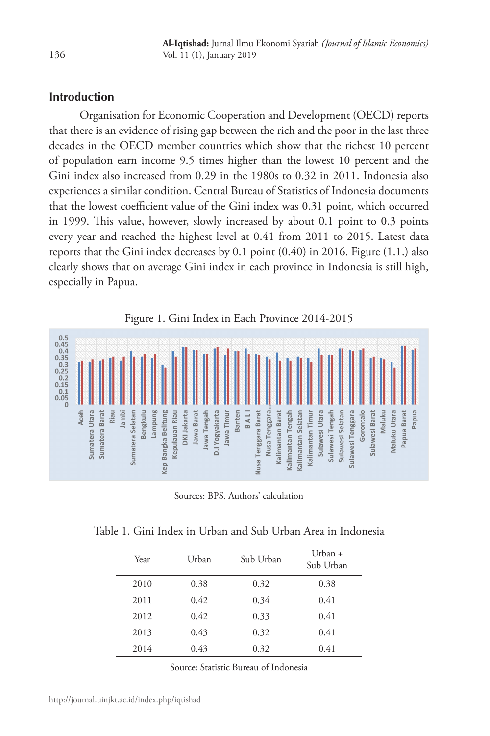## Introduction

Organisation for Economic Cooperation and Development (OECD) reports that there is an evidence of rising gap between the rich and the poor in the last three decades in the OECD member countries which show that the richest 10 percent of population earn income 9.5 times higher than the lowest 10 percent and the Gini index also increased from 0.29 in the 1980s to 0.32 in 2011. Indonesia also experiences a similar condition. Central Bureau of Statistics of Indonesia documents that the lowest coefficient value of the Gini index was 0.31 point, which occurred in 1999. This value, however, slowly increased by about 0.1 point to 0.3 points every year and reached the highest level at 0.41 from 2011 to 2015. Latest data reports that the Gini index decreases by 0.1 point (0.40) in 2016. Figure (1.1.) also clearly shows that on average Gini index in each province in Indonesia is still high, especially in Papua.

Figure 1. Gini Index in Each Province 2014-2015

Sources: BPS. Authors' calculation

Table 1. Gini Index in Urban and Sub Urban Area in Indonesia

| Year | Urban | Sub Urban | Urban + Sub Urban |
|---|---|---|---|
| 2010 | 0.38 | 0.32 | 0.38 |
| 2011 | 0.42 | 0.34 | 0.41 |
| 2012 | 0.42 | 0.33 | 0.41 |
| 2013 | 0.43 | 0.32 | 0.41 |
| 2014 | 0.43 | 0.32 | 0.41 |

Source: Statistic Bureau of Indonesia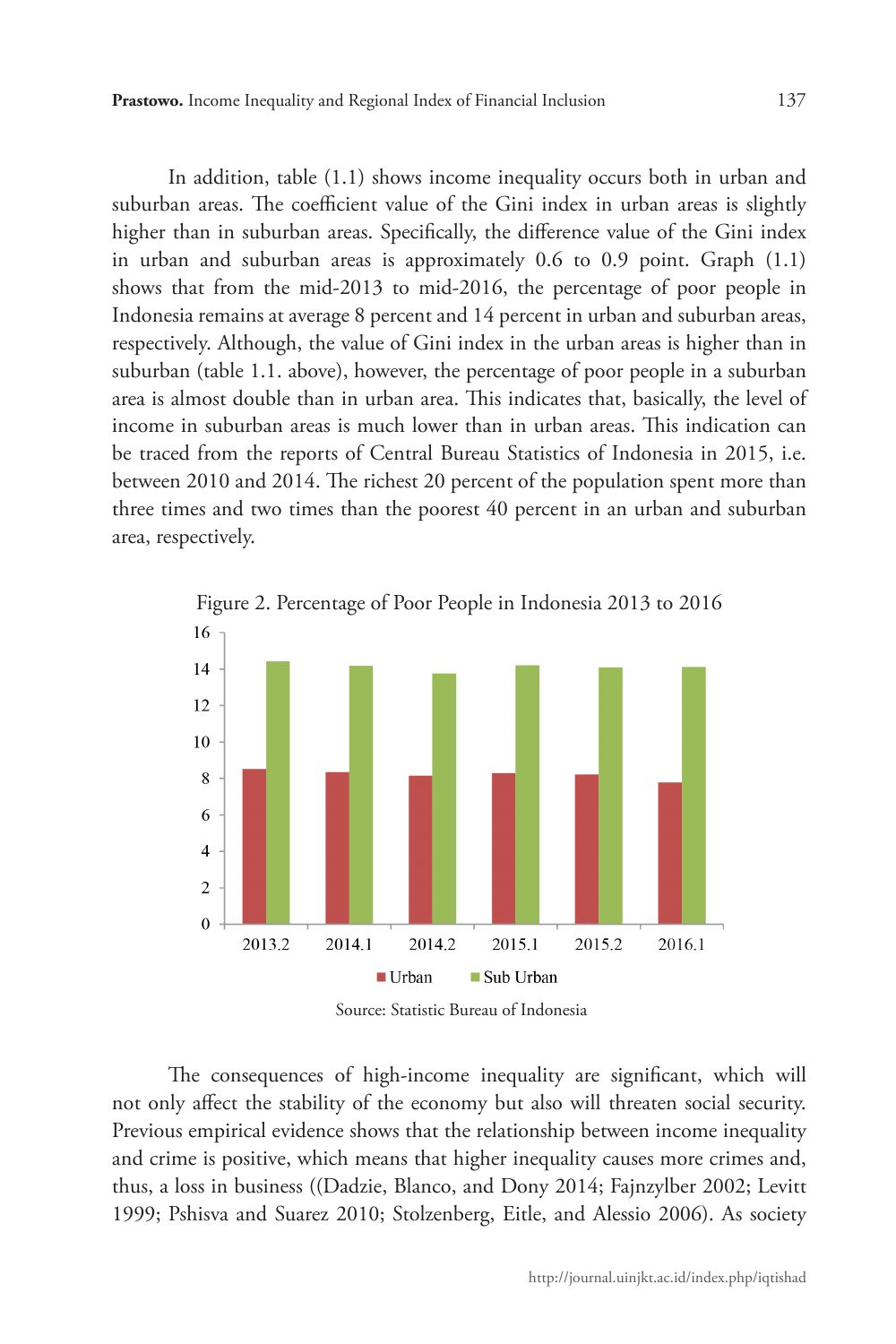In addition, table (1.1) shows income inequality occurs both in urban and suburban areas. The coefficient value of the Gini index in urban areas is slightly higher than in suburban areas. Specifically, the difference value of the Gini index in urban and suburban areas is approximately 0.6 to 0.9 point. Graph (1.1) shows that from the mid-2013 to mid-2016, the percentage of poor people in Indonesia remains at average 8 percent and 14 percent in urban and suburban areas, respectively. Although, the value of Gini index in the urban areas is higher than in suburban (table 1.1. above), however, the percentage of poor people in a suburban area is almost double than in urban area. This indicates that, basically, the level of income in suburban areas is much lower than in urban areas. This indication can be traced from the reports of Central Bureau Statistics of Indonesia in 2015, i.e. between 2010 and 2014. The richest 20 percent of the population spent more than three times and two times than the poorest 40 percent in an urban and suburban area, respectively.

Figure 2. Percentage of Poor People in Indonesia 2013 to 2016

Source: Statistic Bureau of Indonesia

The consequences of high-income inequality are significant, which will not only affect the stability of the economy but also will threaten social security. Previous empirical evidence shows that the relationship between income inequality and crime is positive, which means that higher inequality causes more crimes and, thus, a loss in business ((Dadzie, Blanco, and Dony 2014; Fajnzylber 2002; Levitt 1999; Pshisva and Suarez 2010; Stolzenberg, Eitle, and Alessio 2006). As society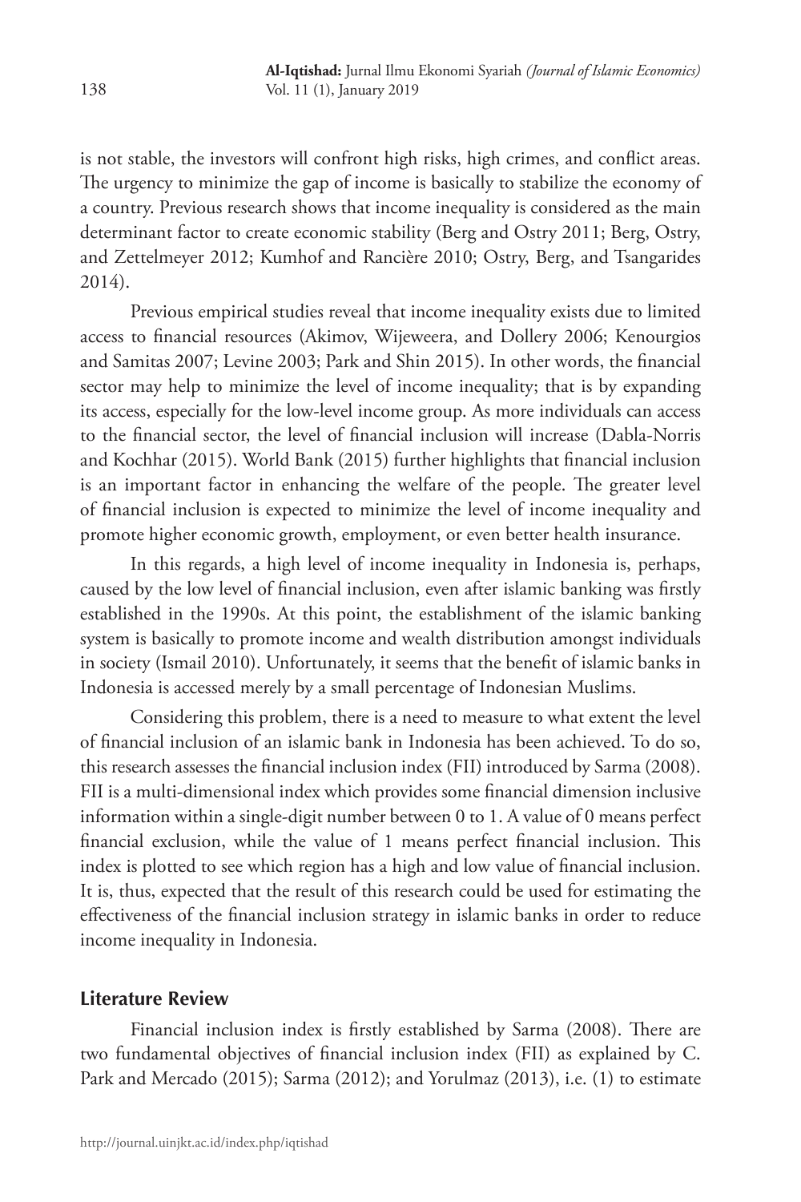is not stable, the investors will confront high risks, high crimes, and conflict areas. The urgency to minimize the gap of income is basically to stabilize the economy of a country. Previous research shows that income inequality is considered as the main determinant factor to create economic stability (Berg and Ostry 2011; Berg, Ostry, and Zettelmeyer 2012; Kumhof and Rancière 2010; Ostry, Berg, and Tsangarides 2014).

Previous empirical studies reveal that income inequality exists due to limited access to financial resources (Akimov, Wijeweera, and Dollery 2006; Kenourgios and Samitas 2007; Levine 2003; Park and Shin 2015). In other words, the financial sector may help to minimize the level of income inequality; that is by expanding its access, especially for the low-level income group. As more individuals can access to the financial sector, the level of financial inclusion will increase (Dabla-Norris and Kochhar (2015). World Bank (2015) further highlights that financial inclusion is an important factor in enhancing the welfare of the people. The greater level of financial inclusion is expected to minimize the level of income inequality and promote higher economic growth, employment, or even better health insurance.

In this regards, a high level of income inequality in Indonesia is, perhaps, caused by the low level of financial inclusion, even after islamic banking was firstly established in the 1990s. At this point, the establishment of the islamic banking system is basically to promote income and wealth distribution amongst individuals in society (Ismail 2010). Unfortunately, it seems that the benefit of islamic banks in Indonesia is accessed merely by a small percentage of Indonesian Muslims.

Considering this problem, there is a need to measure to what extent the level of financial inclusion of an islamic bank in Indonesia has been achieved. To do so, this research assesses the financial inclusion index (FII) introduced by Sarma (2008). FII is a multi-dimensional index which provides some financial dimension inclusive information within a single-digit number between 0 to 1. A value of 0 means perfect financial exclusion, while the value of 1 means perfect financial inclusion. This index is plotted to see which region has a high and low value of financial inclusion. It is, thus, expected that the result of this research could be used for estimating the effectiveness of the financial inclusion strategy in islamic banks in order to reduce income inequality in Indonesia.

## Literature Review

Financial inclusion index is firstly established by Sarma (2008). There are two fundamental objectives of financial inclusion index (FII) as explained by C. Park and Mercado (2015); Sarma (2012); and Yorulmaz (2013), i.e. (1) to estimate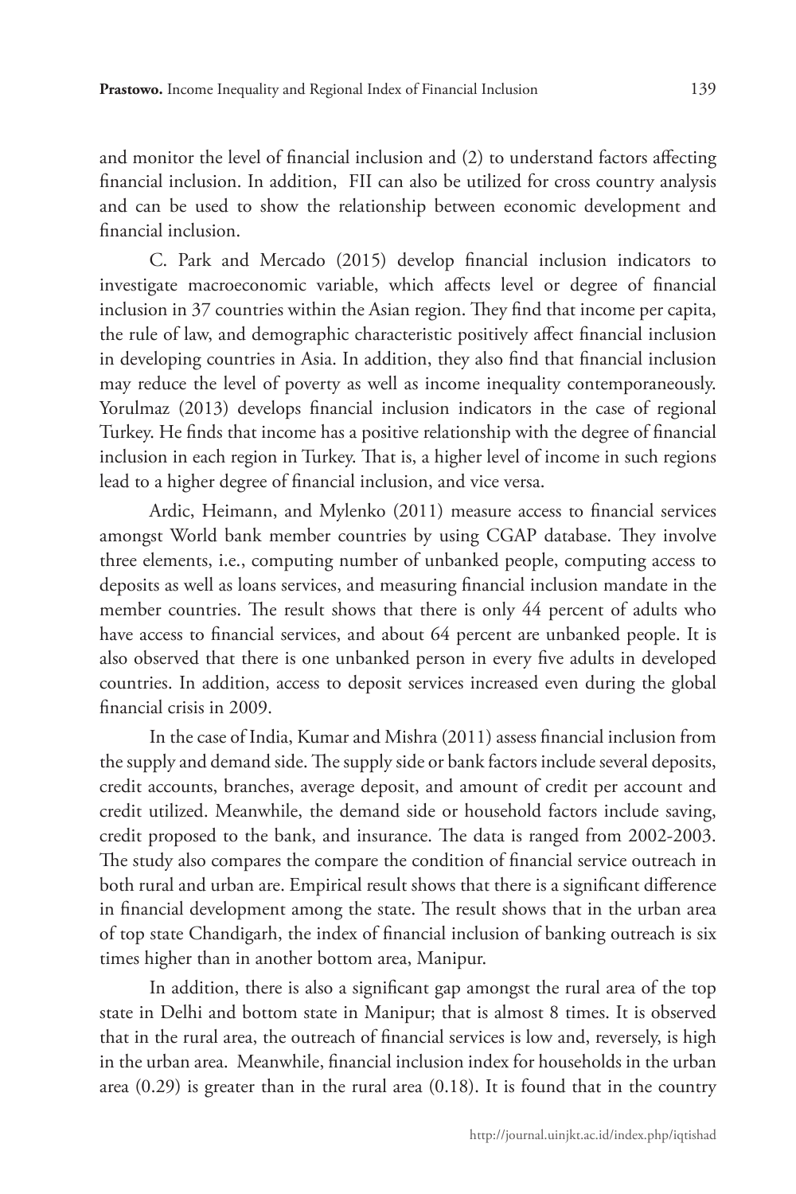and monitor the level of financial inclusion and (2) to understand factors affecting financial inclusion. In addition, FII can also be utilized for cross country analysis and can be used to show the relationship between economic development and financial inclusion.

C. Park and Mercado (2015) develop financial inclusion indicators to investigate macroeconomic variable, which affects level or degree of financial inclusion in 37 countries within the Asian region. They find that income per capita, the rule of law, and demographic characteristic positively affect financial inclusion in developing countries in Asia. In addition, they also find that financial inclusion may reduce the level of poverty as well as income inequality contemporaneously. Yorulmaz (2013) develops financial inclusion indicators in the case of regional Turkey. He finds that income has a positive relationship with the degree of financial inclusion in each region in Turkey. That is, a higher level of income in such regions lead to a higher degree of financial inclusion, and vice versa.

Ardic, Heimann, and Mylenko (2011) measure access to financial services amongst World bank member countries by using CGAP database. They involve three elements, i.e., computing number of unbanked people, computing access to deposits as well as loans services, and measuring financial inclusion mandate in the member countries. The result shows that there is only 44 percent of adults who have access to financial services, and about 64 percent are unbanked people. It is also observed that there is one unbanked person in every five adults in developed countries. In addition, access to deposit services increased even during the global financial crisis in 2009.

In the case of India, Kumar and Mishra (2011) assess financial inclusion from the supply and demand side. The supply side or bank factors include several deposits, credit accounts, branches, average deposit, and amount of credit per account and credit utilized. Meanwhile, the demand side or household factors include saving, credit proposed to the bank, and insurance. The data is ranged from 2002-2003. The study also compares the compare the condition of financial service outreach in both rural and urban are. Empirical result shows that there is a significant difference in financial development among the state. The result shows that in the urban area of top state Chandigarh, the index of financial inclusion of banking outreach is six times higher than in another bottom area, Manipur.

In addition, there is also a significant gap amongst the rural area of the top state in Delhi and bottom state in Manipur; that is almost 8 times. It is observed that in the rural area, the outreach of financial services is low and, reversely, is high in the urban area. Meanwhile, financial inclusion index for households in the urban area (0.29) is greater than in the rural area (0.18). It is found that in the country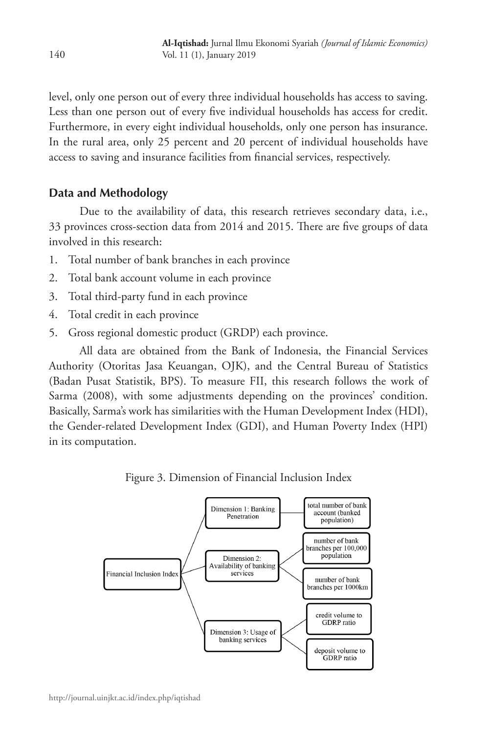level, only one person out of every three individual households has access to saving. Less than one person out of every five individual households has access for credit. Furthermore, in every eight individual households, only one person has insurance. In the rural area, only 25 percent and 20 percent of individual households have access to saving and insurance facilities from financial services, respectively.

## Data and Methodology

Due to the availability of data, this research retrieves secondary data, i.e., 33 provinces cross-section data from 2014 and 2015. There are five groups of data involved in this research:

1. Total number of bank branches in each province
2. Total bank account volume in each province
3. Total third-party fund in each province
4. Total credit in each province
5. Gross regional domestic product (GRDP) each province.

All data are obtained from the Bank of Indonesia, the Financial Services Authority (Otoritas Jasa Keuangan, OJK), and the Central Bureau of Statistics (Badan Pusat Statistik, BPS). To measure FII, this research follows the work of Sarma (2008), with some adjustments depending on the provinces' condition. Basically, Sarma's work has similarities with the Human Development Index (HDI), the Gender-related Development Index (GDI), and Human Poverty Index (HPI) in its computation.

Figure 3. Dimension of Financial Inclusion Index

- Financial Inclusion Index
  - Dimension 1: Banking Penetration
    - total number of bank account (banked population)
  - Dimension 2: Availability of banking services
    - number of bank branches per 100,000 population
    - number of bank branches per 1000km
  - Dimension 3: Usage of banking services
    - credit volume to GDRP ratio
    - deposit volume to GDRP ratio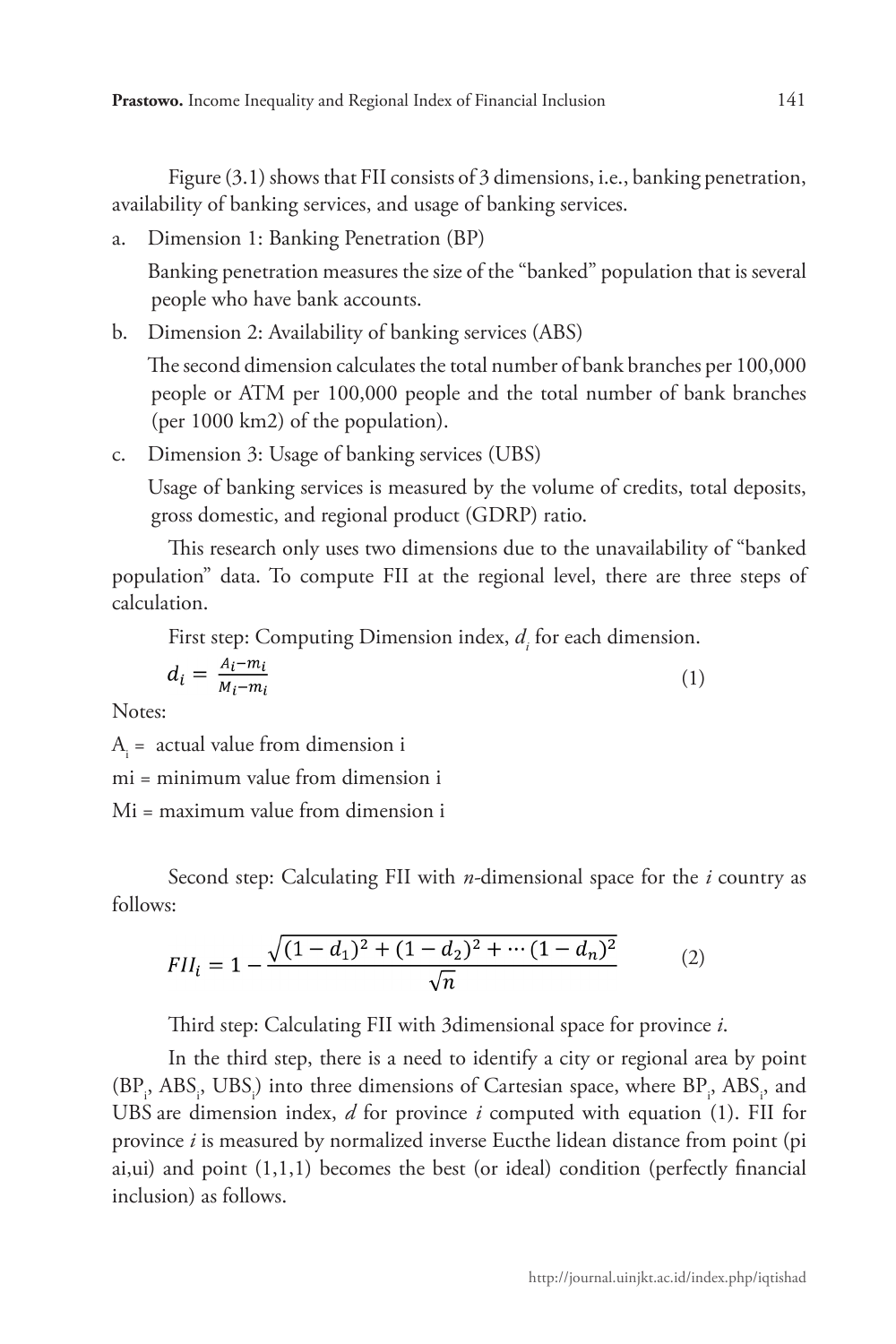Figure (3.1) shows that FII consists of 3 dimensions, i.e., banking penetration, availability of banking services, and usage of banking services.

a. Dimension 1: Banking Penetration (BP)

   Banking penetration measures the size of the "banked" population that is several people who have bank accounts.

b. Dimension 2: Availability of banking services (ABS)

   The second dimension calculates the total number of bank branches per 100,000 people or ATM per 100,000 people and the total number of bank branches (per 1000 km2) of the population).

c. Dimension 3: Usage of banking services (UBS)

   Usage of banking services is measured by the volume of credits, total deposits, gross domestic, and regional product (GDRP) ratio.

This research only uses two dimensions due to the unavailability of "banked population" data. To compute FII at the regional level, there are three steps of calculation.

First step: Computing Dimension index, $d_i$ for each dimension.

$$d_i = \frac{A_i - m_i}{M_i - m_i} \tag{1}$$

Notes:

$A_i$ = actual value from dimension i

mi = minimum value from dimension i

Mi = maximum value from dimension i

Second step: Calculating FII with *n*-dimensional space for the *i* country as follows:

$$FII_i = 1 - \frac{\sqrt{(1-d_1)^2 + (1-d_2)^2 + \cdots (1-d_n)^2}}{\sqrt{n}} \tag{2}$$

Third step: Calculating FII with 3dimensional space for province *i*.

In the third step, there is a need to identify a city or regional area by point ($BP_i$, $ABS_i$, $UBS_i$) into three dimensions of Cartesian space, where $BP_i$, $ABS_i$, and UBS are dimension index, *d* for province *i* computed with equation (1). FII for province *i* is measured by normalized inverse Eucthe lidean distance from point (pi ai,ui) and point (1,1,1) becomes the best (or ideal) condition (perfectly financial inclusion) as follows.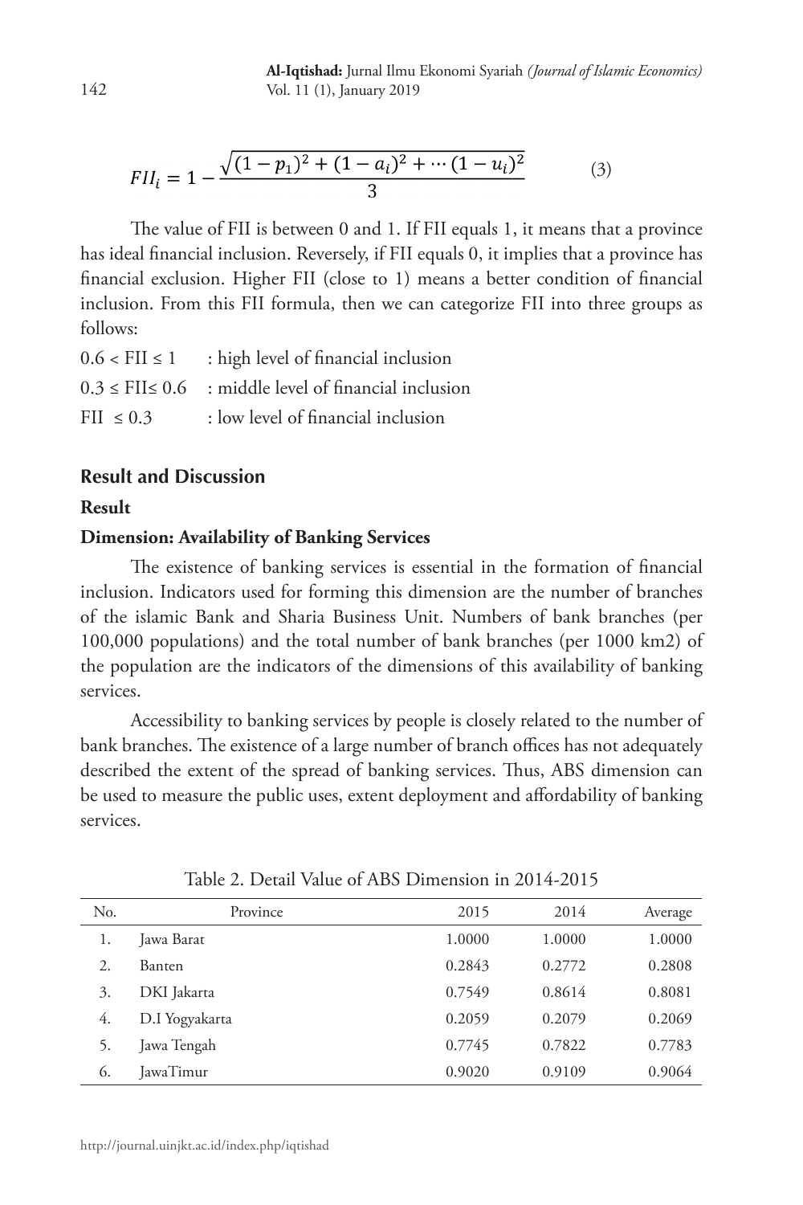$$FII_i = 1 - \frac{\sqrt{(1-p_1)^2 + (1-a_i)^2 + \cdots (1-u_i)^2}}{3} \qquad (3)$$

The value of FII is between 0 and 1. If FII equals 1, it means that a province has ideal financial inclusion. Reversely, if FII equals 0, it implies that a province has financial exclusion. Higher FII (close to 1) means a better condition of financial inclusion. From this FII formula, then we can categorize FII into three groups as follows:

$0.6 < FII \leq 1$ : high level of financial inclusion

$0.3 \leq FII \leq 0.6$ : middle level of financial inclusion

$FII \leq 0.3$ : low level of financial inclusion

## Result and Discussion

### Result

#### Dimension: Availability of Banking Services

The existence of banking services is essential in the formation of financial inclusion. Indicators used for forming this dimension are the number of branches of the islamic Bank and Sharia Business Unit. Numbers of bank branches (per 100,000 populations) and the total number of bank branches (per 1000 km2) of the population are the indicators of the dimensions of this availability of banking services.

Accessibility to banking services by people is closely related to the number of bank branches. The existence of a large number of branch offices has not adequately described the extent of the spread of banking services. Thus, ABS dimension can be used to measure the public uses, extent deployment and affordability of banking services.

Table 2. Detail Value of ABS Dimension in 2014-2015

| No. | Province | 2015 | 2014 | Average |
|---|---|---|---|---|
| 1. | Jawa Barat | 1.0000 | 1.0000 | 1.0000 |
| 2. | Banten | 0.2843 | 0.2772 | 0.2808 |
| 3. | DKI Jakarta | 0.7549 | 0.8614 | 0.8081 |
| 4. | D.I Yogyakarta | 0.2059 | 0.2079 | 0.2069 |
| 5. | Jawa Tengah | 0.7745 | 0.7822 | 0.7783 |
| 6. | JawaTimur | 0.9020 | 0.9109 | 0.9064 |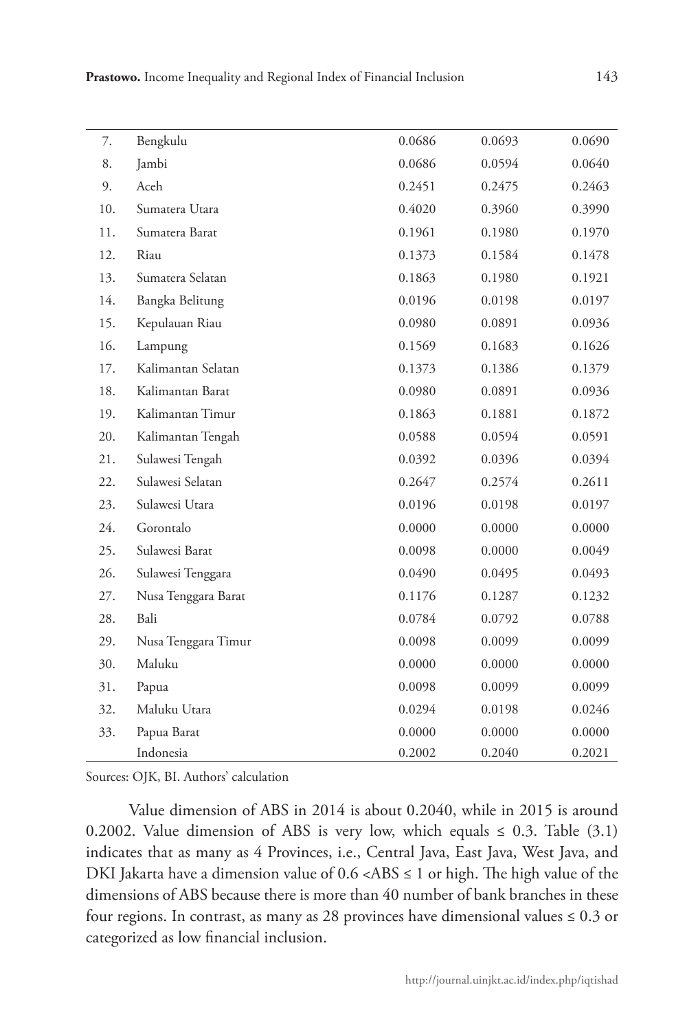| | | | | |
|---|---|---|---|---|
| 7. | Bengkulu | 0.0686 | 0.0693 | 0.0690 |
| 8. | Jambi | 0.0686 | 0.0594 | 0.0640 |
| 9. | Aceh | 0.2451 | 0.2475 | 0.2463 |
| 10. | Sumatera Utara | 0.4020 | 0.3960 | 0.3990 |
| 11. | Sumatera Barat | 0.1961 | 0.1980 | 0.1970 |
| 12. | Riau | 0.1373 | 0.1584 | 0.1478 |
| 13. | Sumatera Selatan | 0.1863 | 0.1980 | 0.1921 |
| 14. | Bangka Belitung | 0.0196 | 0.0198 | 0.0197 |
| 15. | Kepulauan Riau | 0.0980 | 0.0891 | 0.0936 |
| 16. | Lampung | 0.1569 | 0.1683 | 0.1626 |
| 17. | Kalimantan Selatan | 0.1373 | 0.1386 | 0.1379 |
| 18. | Kalimantan Barat | 0.0980 | 0.0891 | 0.0936 |
| 19. | Kalimantan Timur | 0.1863 | 0.1881 | 0.1872 |
| 20. | Kalimantan Tengah | 0.0588 | 0.0594 | 0.0591 |
| 21. | Sulawesi Tengah | 0.0392 | 0.0396 | 0.0394 |
| 22. | Sulawesi Selatan | 0.2647 | 0.2574 | 0.2611 |
| 23. | Sulawesi Utara | 0.0196 | 0.0198 | 0.0197 |
| 24. | Gorontalo | 0.0000 | 0.0000 | 0.0000 |
| 25. | Sulawesi Barat | 0.0098 | 0.0000 | 0.0049 |
| 26. | Sulawesi Tenggara | 0.0490 | 0.0495 | 0.0493 |
| 27. | Nusa Tenggara Barat | 0.1176 | 0.1287 | 0.1232 |
| 28. | Bali | 0.0784 | 0.0792 | 0.0788 |
| 29. | Nusa Tenggara Timur | 0.0098 | 0.0099 | 0.0099 |
| 30. | Maluku | 0.0000 | 0.0000 | 0.0000 |
| 31. | Papua | 0.0098 | 0.0099 | 0.0099 |
| 32. | Maluku Utara | 0.0294 | 0.0198 | 0.0246 |
| 33. | Papua Barat | 0.0000 | 0.0000 | 0.0000 |
| | Indonesia | 0.2002 | 0.2040 | 0.2021 |

Sources: OJK, BI. Authors' calculation

Value dimension of ABS in 2014 is about 0.2040, while in 2015 is around 0.2002. Value dimension of ABS is very low, which equals ≤ 0.3. Table (3.1) indicates that as many as 4 Provinces, i.e., Central Java, East Java, West Java, and DKI Jakarta have a dimension value of 0.6 <ABS ≤ 1 or high. The high value of the dimensions of ABS because there is more than 40 number of bank branches in these four regions. In contrast, as many as 28 provinces have dimensional values ≤ 0.3 or categorized as low financial inclusion.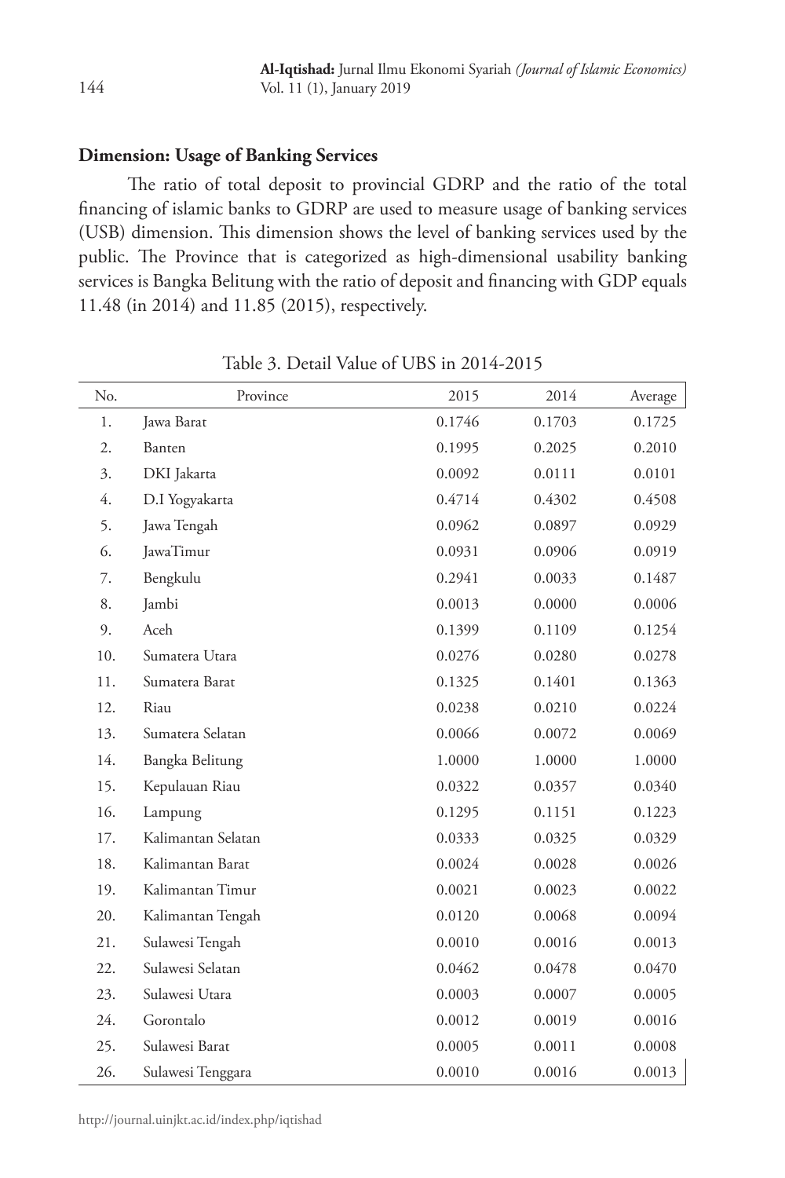### Dimension: Usage of Banking Services

The ratio of total deposit to provincial GDRP and the ratio of the total financing of islamic banks to GDRP are used to measure usage of banking services (USB) dimension. This dimension shows the level of banking services used by the public. The Province that is categorized as high-dimensional usability banking services is Bangka Belitung with the ratio of deposit and financing with GDP equals 11.48 (in 2014) and 11.85 (2015), respectively.

Table 3. Detail Value of UBS in 2014-2015

| No. | Province | 2015 | 2014 | Average |
|---|---|---|---|---|
| 1. | Jawa Barat | 0.1746 | 0.1703 | 0.1725 |
| 2. | Banten | 0.1995 | 0.2025 | 0.2010 |
| 3. | DKI Jakarta | 0.0092 | 0.0111 | 0.0101 |
| 4. | D.I Yogyakarta | 0.4714 | 0.4302 | 0.4508 |
| 5. | Jawa Tengah | 0.0962 | 0.0897 | 0.0929 |
| 6. | JawaTimur | 0.0931 | 0.0906 | 0.0919 |
| 7. | Bengkulu | 0.2941 | 0.0033 | 0.1487 |
| 8. | Jambi | 0.0013 | 0.0000 | 0.0006 |
| 9. | Aceh | 0.1399 | 0.1109 | 0.1254 |
| 10. | Sumatera Utara | 0.0276 | 0.0280 | 0.0278 |
| 11. | Sumatera Barat | 0.1325 | 0.1401 | 0.1363 |
| 12. | Riau | 0.0238 | 0.0210 | 0.0224 |
| 13. | Sumatera Selatan | 0.0066 | 0.0072 | 0.0069 |
| 14. | Bangka Belitung | 1.0000 | 1.0000 | 1.0000 |
| 15. | Kepulauan Riau | 0.0322 | 0.0357 | 0.0340 |
| 16. | Lampung | 0.1295 | 0.1151 | 0.1223 |
| 17. | Kalimantan Selatan | 0.0333 | 0.0325 | 0.0329 |
| 18. | Kalimantan Barat | 0.0024 | 0.0028 | 0.0026 |
| 19. | Kalimantan Timur | 0.0021 | 0.0023 | 0.0022 |
| 20. | Kalimantan Tengah | 0.0120 | 0.0068 | 0.0094 |
| 21. | Sulawesi Tengah | 0.0010 | 0.0016 | 0.0013 |
| 22. | Sulawesi Selatan | 0.0462 | 0.0478 | 0.0470 |
| 23. | Sulawesi Utara | 0.0003 | 0.0007 | 0.0005 |
| 24. | Gorontalo | 0.0012 | 0.0019 | 0.0016 |
| 25. | Sulawesi Barat | 0.0005 | 0.0011 | 0.0008 |
| 26. | Sulawesi Tenggara | 0.0010 | 0.0016 | 0.0013 |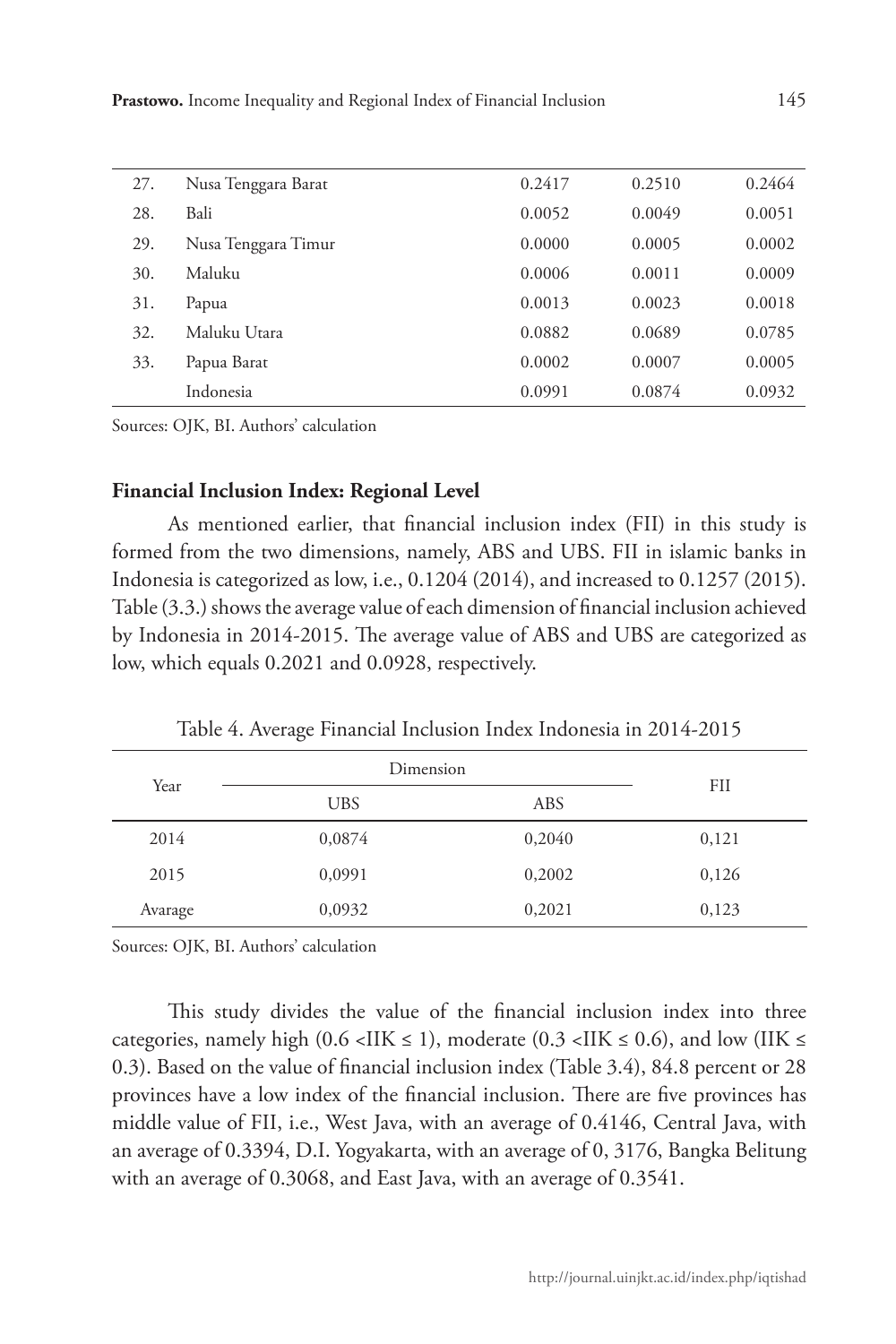| 27. | Nusa Tenggara Barat | 0.2417 | 0.2510 | 0.2464 |
|---|---|---|---|---|
| 28. | Bali | 0.0052 | 0.0049 | 0.0051 |
| 29. | Nusa Tenggara Timur | 0.0000 | 0.0005 | 0.0002 |
| 30. | Maluku | 0.0006 | 0.0011 | 0.0009 |
| 31. | Papua | 0.0013 | 0.0023 | 0.0018 |
| 32. | Maluku Utara | 0.0882 | 0.0689 | 0.0785 |
| 33. | Papua Barat | 0.0002 | 0.0007 | 0.0005 |
| | Indonesia | 0.0991 | 0.0874 | 0.0932 |

Sources: OJK, BI. Authors' calculation

### Financial Inclusion Index: Regional Level

As mentioned earlier, that financial inclusion index (FII) in this study is formed from the two dimensions, namely, ABS and UBS. FII in islamic banks in Indonesia is categorized as low, i.e., 0.1204 (2014), and increased to 0.1257 (2015). Table (3.3.) shows the average value of each dimension of financial inclusion achieved by Indonesia in 2014-2015. The average value of ABS and UBS are categorized as low, which equals 0.2021 and 0.0928, respectively.

Table 4. Average Financial Inclusion Index Indonesia in 2014-2015

| Year | Dimension | | FII |
|---|---|---|---|
| | UBS | ABS | |
| 2014 | 0,0874 | 0,2040 | 0,121 |
| 2015 | 0,0991 | 0,2002 | 0,126 |
| Avarage | 0,0932 | 0,2021 | 0,123 |

Sources: OJK, BI. Authors' calculation

This study divides the value of the financial inclusion index into three categories, namely high ($0.6 < IIK \leq 1$), moderate ($0.3 < IIK \leq 0.6$), and low ($IIK \leq 0.3$). Based on the value of financial inclusion index (Table 3.4), 84.8 percent or 28 provinces have a low index of the financial inclusion. There are five provinces has middle value of FII, i.e., West Java, with an average of 0.4146, Central Java, with an average of 0.3394, D.I. Yogyakarta, with an average of 0, 3176, Bangka Belitung with an average of 0.3068, and East Java, with an average of 0.3541.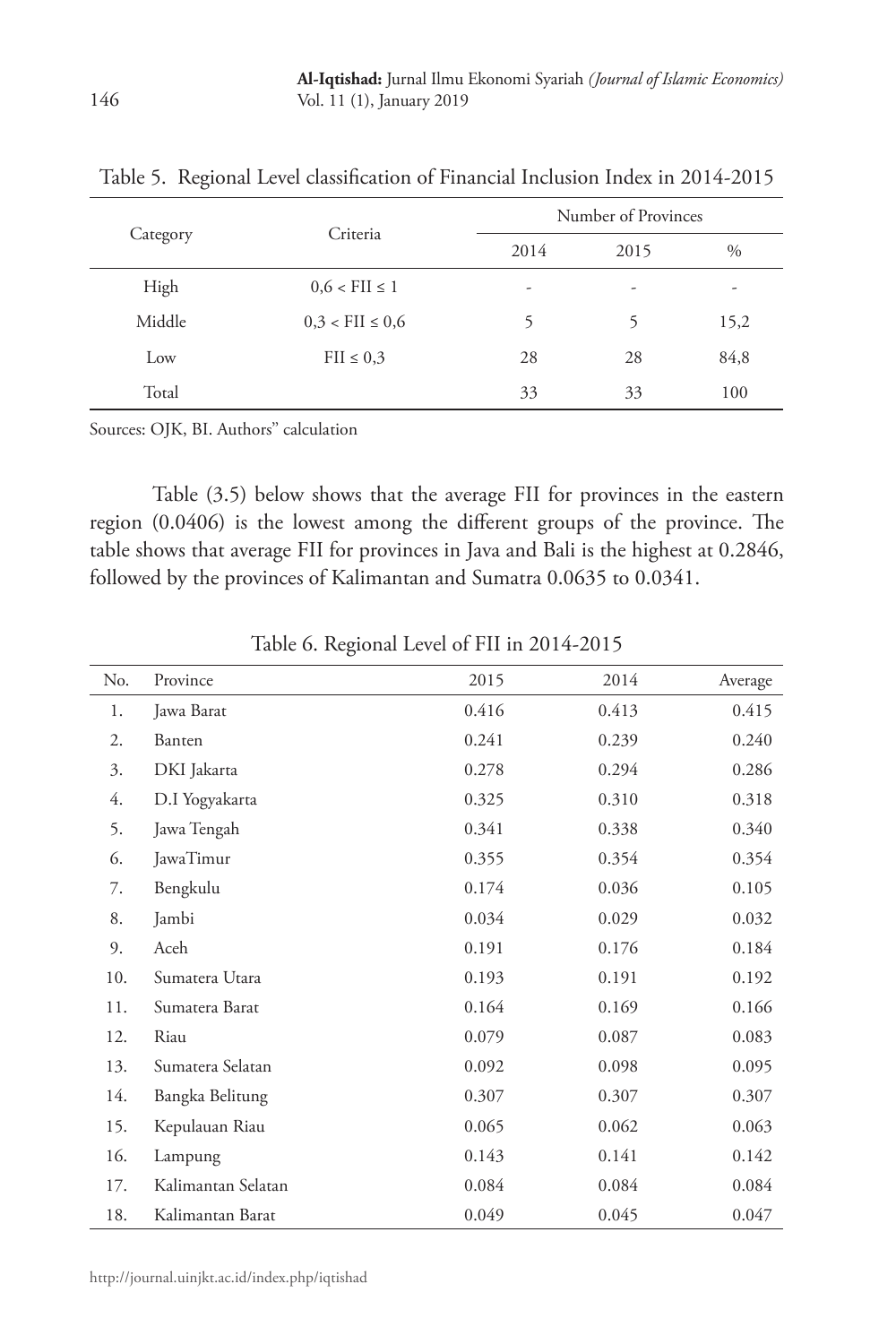Table 5. Regional Level classification of Financial Inclusion Index in 2014-2015

| Category | Criteria | Number of Provinces | | |
|---|---|---|---|---|
| | | 2014 | 2015 | % |
| High | 0,6 < FII ≤ 1 | - | - | - |
| Middle | 0,3 < FII ≤ 0,6 | 5 | 5 | 15,2 |
| Low | FII ≤ 0,3 | 28 | 28 | 84,8 |
| Total | | 33 | 33 | 100 |

Sources: OJK, BI. Authors" calculation

Table (3.5) below shows that the average FII for provinces in the eastern region (0.0406) is the lowest among the different groups of the province. The table shows that average FII for provinces in Java and Bali is the highest at 0.2846, followed by the provinces of Kalimantan and Sumatra 0.0635 to 0.0341.

Table 6. Regional Level of FII in 2014-2015

| No. | Province | 2015 | 2014 | Average |
|---|---|---|---|---|
| 1. | Jawa Barat | 0.416 | 0.413 | 0.415 |
| 2. | Banten | 0.241 | 0.239 | 0.240 |
| 3. | DKI Jakarta | 0.278 | 0.294 | 0.286 |
| 4. | D.I Yogyakarta | 0.325 | 0.310 | 0.318 |
| 5. | Jawa Tengah | 0.341 | 0.338 | 0.340 |
| 6. | JawaTimur | 0.355 | 0.354 | 0.354 |
| 7. | Bengkulu | 0.174 | 0.036 | 0.105 |
| 8. | Jambi | 0.034 | 0.029 | 0.032 |
| 9. | Aceh | 0.191 | 0.176 | 0.184 |
| 10. | Sumatera Utara | 0.193 | 0.191 | 0.192 |
| 11. | Sumatera Barat | 0.164 | 0.169 | 0.166 |
| 12. | Riau | 0.079 | 0.087 | 0.083 |
| 13. | Sumatera Selatan | 0.092 | 0.098 | 0.095 |
| 14. | Bangka Belitung | 0.307 | 0.307 | 0.307 |
| 15. | Kepulauan Riau | 0.065 | 0.062 | 0.063 |
| 16. | Lampung | 0.143 | 0.141 | 0.142 |
| 17. | Kalimantan Selatan | 0.084 | 0.084 | 0.084 |
| 18. | Kalimantan Barat | 0.049 | 0.045 | 0.047 |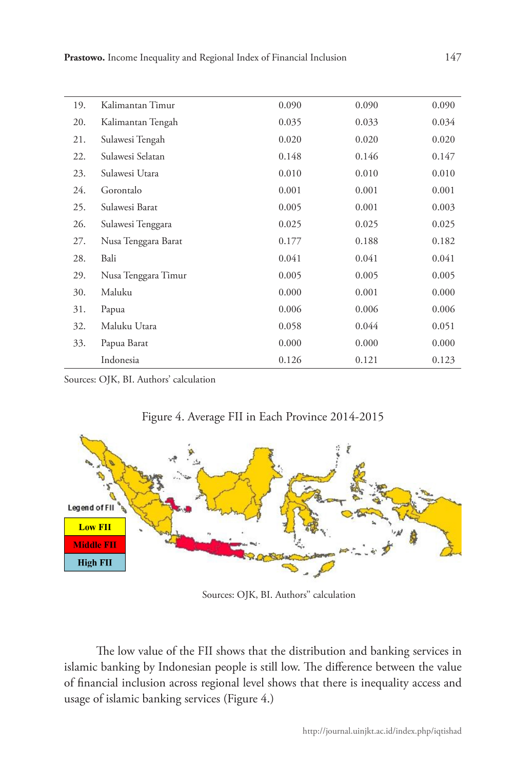| | | | | |
|---|---|---|---|---|
| 19. | Kalimantan Timur | 0.090 | 0.090 | 0.090 |
| 20. | Kalimantan Tengah | 0.035 | 0.033 | 0.034 |
| 21. | Sulawesi Tengah | 0.020 | 0.020 | 0.020 |
| 22. | Sulawesi Selatan | 0.148 | 0.146 | 0.147 |
| 23. | Sulawesi Utara | 0.010 | 0.010 | 0.010 |
| 24. | Gorontalo | 0.001 | 0.001 | 0.001 |
| 25. | Sulawesi Barat | 0.005 | 0.001 | 0.003 |
| 26. | Sulawesi Tenggara | 0.025 | 0.025 | 0.025 |
| 27. | Nusa Tenggara Barat | 0.177 | 0.188 | 0.182 |
| 28. | Bali | 0.041 | 0.041 | 0.041 |
| 29. | Nusa Tenggara Timur | 0.005 | 0.005 | 0.005 |
| 30. | Maluku | 0.000 | 0.001 | 0.000 |
| 31. | Papua | 0.006 | 0.006 | 0.006 |
| 32. | Maluku Utara | 0.058 | 0.044 | 0.051 |
| 33. | Papua Barat | 0.000 | 0.000 | 0.000 |
| | Indonesia | 0.126 | 0.121 | 0.123 |

Sources: OJK, BI. Authors' calculation

Figure 4. Average FII in Each Province 2014-2015

Sources: OJK, BI. Authors" calculation

The low value of the FII shows that the distribution and banking services in islamic banking by Indonesian people is still low. The difference between the value of financial inclusion across regional level shows that there is inequality access and usage of islamic banking services (Figure 4.)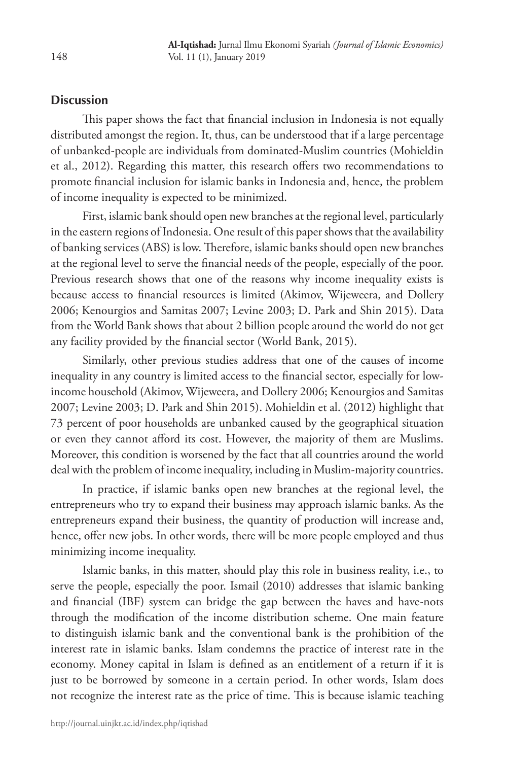## Discussion

This paper shows the fact that financial inclusion in Indonesia is not equally distributed amongst the region. It, thus, can be understood that if a large percentage of unbanked-people are individuals from dominated-Muslim countries (Mohieldin et al., 2012). Regarding this matter, this research offers two recommendations to promote financial inclusion for islamic banks in Indonesia and, hence, the problem of income inequality is expected to be minimized.

First, islamic bank should open new branches at the regional level, particularly in the eastern regions of Indonesia. One result of this paper shows that the availability of banking services (ABS) is low. Therefore, islamic banks should open new branches at the regional level to serve the financial needs of the people, especially of the poor. Previous research shows that one of the reasons why income inequality exists is because access to financial resources is limited (Akimov, Wijeweera, and Dollery 2006; Kenourgios and Samitas 2007; Levine 2003; D. Park and Shin 2015). Data from the World Bank shows that about 2 billion people around the world do not get any facility provided by the financial sector (World Bank, 2015).

Similarly, other previous studies address that one of the causes of income inequality in any country is limited access to the financial sector, especially for low-income household (Akimov, Wijeweera, and Dollery 2006; Kenourgios and Samitas 2007; Levine 2003; D. Park and Shin 2015). Mohieldin et al. (2012) highlight that 73 percent of poor households are unbanked caused by the geographical situation or even they cannot afford its cost. However, the majority of them are Muslims. Moreover, this condition is worsened by the fact that all countries around the world deal with the problem of income inequality, including in Muslim-majority countries.

In practice, if islamic banks open new branches at the regional level, the entrepreneurs who try to expand their business may approach islamic banks. As the entrepreneurs expand their business, the quantity of production will increase and, hence, offer new jobs. In other words, there will be more people employed and thus minimizing income inequality.

Islamic banks, in this matter, should play this role in business reality, i.e., to serve the people, especially the poor. Ismail (2010) addresses that islamic banking and financial (IBF) system can bridge the gap between the haves and have-nots through the modification of the income distribution scheme. One main feature to distinguish islamic bank and the conventional bank is the prohibition of the interest rate in islamic banks. Islam condemns the practice of interest rate in the economy. Money capital in Islam is defined as an entitlement of a return if it is just to be borrowed by someone in a certain period. In other words, Islam does not recognize the interest rate as the price of time. This is because islamic teaching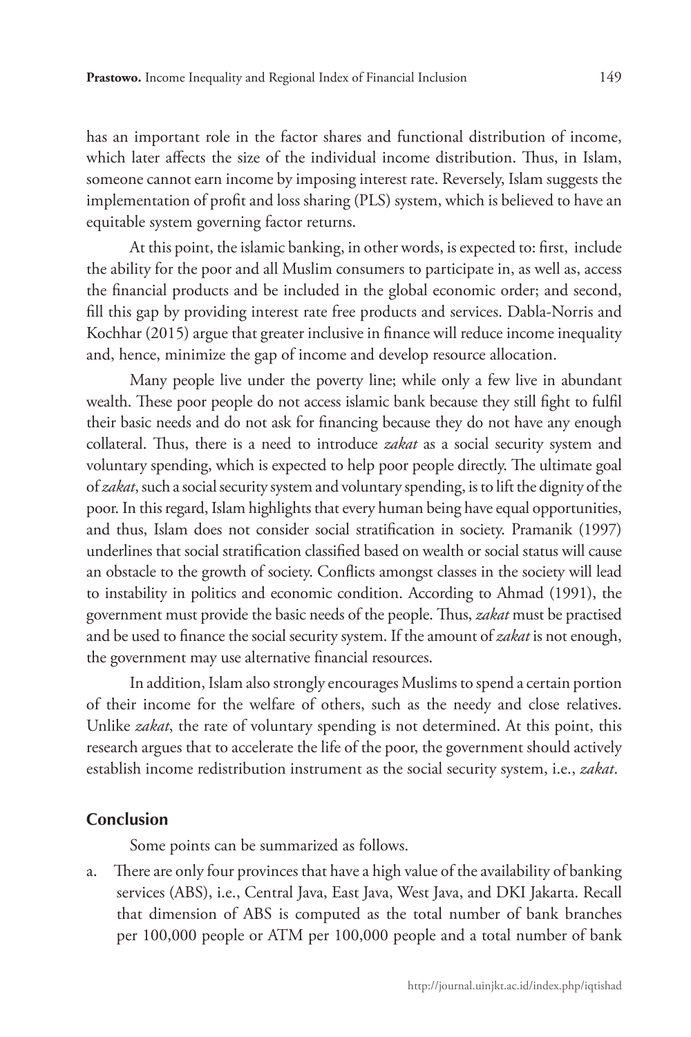has an important role in the factor shares and functional distribution of income, which later affects the size of the individual income distribution. Thus, in Islam, someone cannot earn income by imposing interest rate. Reversely, Islam suggests the implementation of profit and loss sharing (PLS) system, which is believed to have an equitable system governing factor returns.

At this point, the islamic banking, in other words, is expected to: first, include the ability for the poor and all Muslim consumers to participate in, as well as, access the financial products and be included in the global economic order; and second, fill this gap by providing interest rate free products and services. Dabla-Norris and Kochhar (2015) argue that greater inclusive in finance will reduce income inequality and, hence, minimize the gap of income and develop resource allocation.

Many people live under the poverty line; while only a few live in abundant wealth. These poor people do not access islamic bank because they still fight to fulfil their basic needs and do not ask for financing because they do not have any enough collateral. Thus, there is a need to introduce *zakat* as a social security system and voluntary spending, which is expected to help poor people directly. The ultimate goal of *zakat*, such a social security system and voluntary spending, is to lift the dignity of the poor. In this regard, Islam highlights that every human being have equal opportunities, and thus, Islam does not consider social stratification in society. Pramanik (1997) underlines that social stratification classified based on wealth or social status will cause an obstacle to the growth of society. Conflicts amongst classes in the society will lead to instability in politics and economic condition. According to Ahmad (1991), the government must provide the basic needs of the people. Thus, *zakat* must be practised and be used to finance the social security system. If the amount of *zakat* is not enough, the government may use alternative financial resources.

In addition, Islam also strongly encourages Muslims to spend a certain portion of their income for the welfare of others, such as the needy and close relatives. Unlike *zakat*, the rate of voluntary spending is not determined. At this point, this research argues that to accelerate the life of the poor, the government should actively establish income redistribution instrument as the social security system, i.e., *zakat*.

## Conclusion

Some points can be summarized as follows.

a. There are only four provinces that have a high value of the availability of banking services (ABS), i.e., Central Java, East Java, West Java, and DKI Jakarta. Recall that dimension of ABS is computed as the total number of bank branches per 100,000 people or ATM per 100,000 people and a total number of bank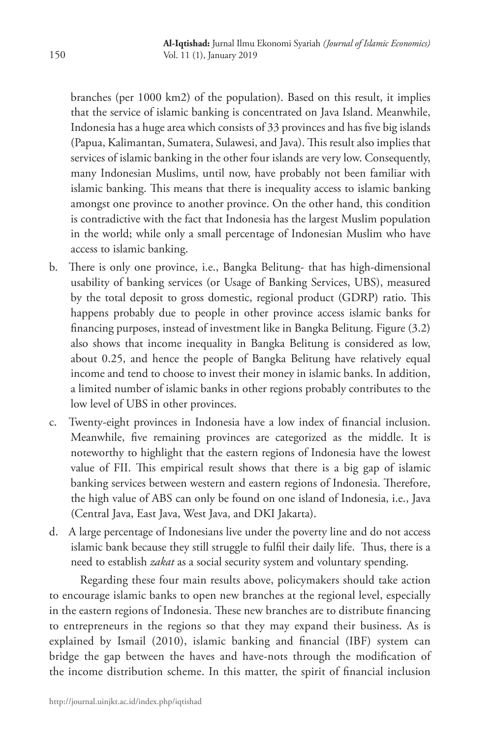branches (per 1000 km2) of the population). Based on this result, it implies that the service of islamic banking is concentrated on Java Island. Meanwhile, Indonesia has a huge area which consists of 33 provinces and has five big islands (Papua, Kalimantan, Sumatera, Sulawesi, and Java). This result also implies that services of islamic banking in the other four islands are very low. Consequently, many Indonesian Muslims, until now, have probably not been familiar with islamic banking. This means that there is inequality access to islamic banking amongst one province to another province. On the other hand, this condition is contradictive with the fact that Indonesia has the largest Muslim population in the world; while only a small percentage of Indonesian Muslim who have access to islamic banking.

b. There is only one province, i.e., Bangka Belitung- that has high-dimensional usability of banking services (or Usage of Banking Services, UBS), measured by the total deposit to gross domestic, regional product (GDRP) ratio. This happens probably due to people in other province access islamic banks for financing purposes, instead of investment like in Bangka Belitung. Figure (3.2) also shows that income inequality in Bangka Belitung is considered as low, about 0.25, and hence the people of Bangka Belitung have relatively equal income and tend to choose to invest their money in islamic banks. In addition, a limited number of islamic banks in other regions probably contributes to the low level of UBS in other provinces.

c. Twenty-eight provinces in Indonesia have a low index of financial inclusion. Meanwhile, five remaining provinces are categorized as the middle. It is noteworthy to highlight that the eastern regions of Indonesia have the lowest value of FII. This empirical result shows that there is a big gap of islamic banking services between western and eastern regions of Indonesia. Therefore, the high value of ABS can only be found on one island of Indonesia, i.e., Java (Central Java, East Java, West Java, and DKI Jakarta).

d. A large percentage of Indonesians live under the poverty line and do not access islamic bank because they still struggle to fulfil their daily life. Thus, there is a need to establish *zakat* as a social security system and voluntary spending.

Regarding these four main results above, policymakers should take action to encourage islamic banks to open new branches at the regional level, especially in the eastern regions of Indonesia. These new branches are to distribute financing to entrepreneurs in the regions so that they may expand their business. As is explained by Ismail (2010), islamic banking and financial (IBF) system can bridge the gap between the haves and have-nots through the modification of the income distribution scheme. In this matter, the spirit of financial inclusion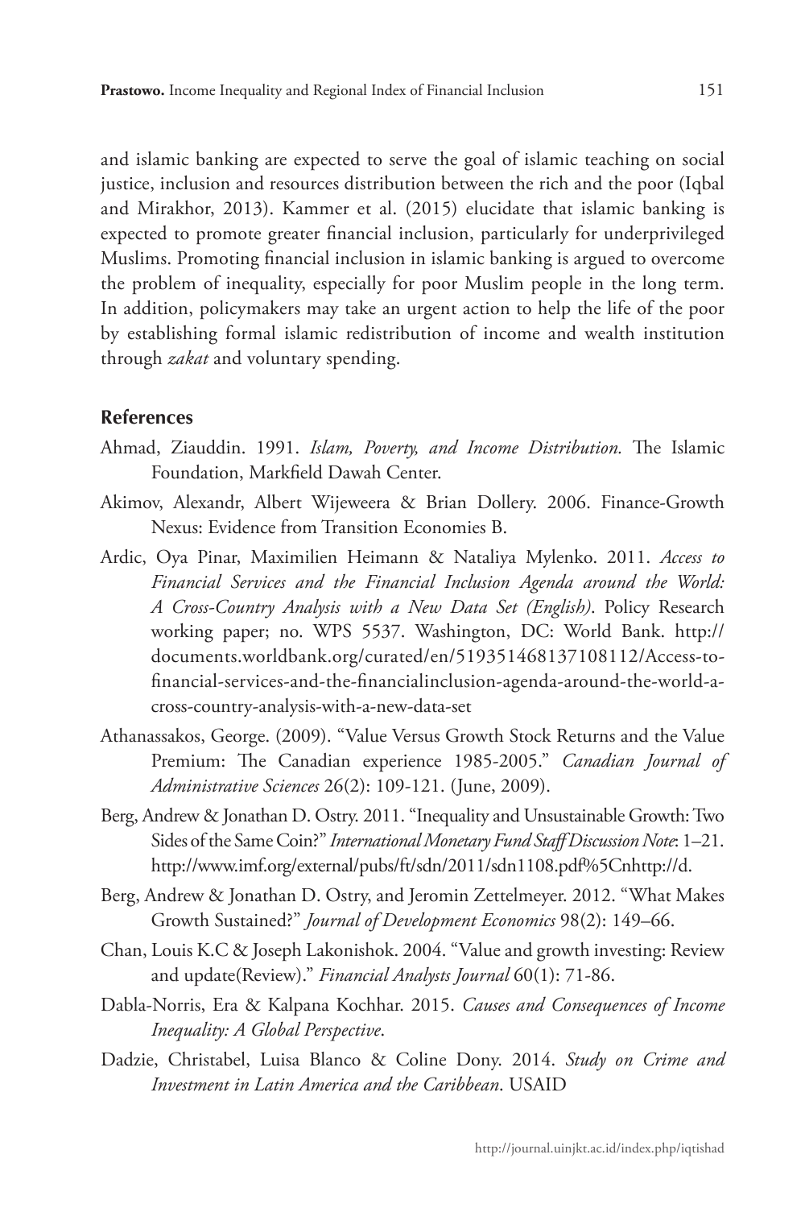and islamic banking are expected to serve the goal of islamic teaching on social justice, inclusion and resources distribution between the rich and the poor (Iqbal and Mirakhor, 2013). Kammer et al. (2015) elucidate that islamic banking is expected to promote greater financial inclusion, particularly for underprivileged Muslims. Promoting financial inclusion in islamic banking is argued to overcome the problem of inequality, especially for poor Muslim people in the long term. In addition, policymakers may take an urgent action to help the life of the poor by establishing formal islamic redistribution of income and wealth institution through *zakat* and voluntary spending.

## References

Ahmad, Ziauddin. 1991. *Islam, Poverty, and Income Distribution.* The Islamic Foundation, Markfield Dawah Center.

Akimov, Alexandr, Albert Wijeweera & Brian Dollery. 2006. Finance-Growth Nexus: Evidence from Transition Economies B.

Ardic, Oya Pinar, Maximilien Heimann & Nataliya Mylenko. 2011. *Access to Financial Services and the Financial Inclusion Agenda around the World: A Cross-Country Analysis with a New Data Set (English)*. Policy Research working paper; no. WPS 5537. Washington, DC: World Bank. http://documents.worldbank.org/curated/en/519351468137108112/Access-to-financial-services-and-the-financialinclusion-agenda-around-the-world-a-cross-country-analysis-with-a-new-data-set

Athanassakos, George. (2009). "Value Versus Growth Stock Returns and the Value Premium: The Canadian experience 1985-2005." *Canadian Journal of Administrative Sciences* 26(2): 109-121. (June, 2009).

Berg, Andrew & Jonathan D. Ostry. 2011. "Inequality and Unsustainable Growth: Two Sides of the Same Coin?" *International Monetary Fund Staff Discussion Note*: 1–21. http://www.imf.org/external/pubs/ft/sdn/2011/sdn1108.pdf%5Cnhttp://d.

Berg, Andrew & Jonathan D. Ostry, and Jeromin Zettelmeyer. 2012. "What Makes Growth Sustained?" *Journal of Development Economics* 98(2): 149–66.

Chan, Louis K.C & Joseph Lakonishok. 2004. "Value and growth investing: Review and update(Review)." *Financial Analysts Journal* 60(1): 71-86.

Dabla-Norris, Era & Kalpana Kochhar. 2015. *Causes and Consequences of Income Inequality: A Global Perspective*.

Dadzie, Christabel, Luisa Blanco & Coline Dony. 2014. *Study on Crime and Investment in Latin America and the Caribbean*. USAID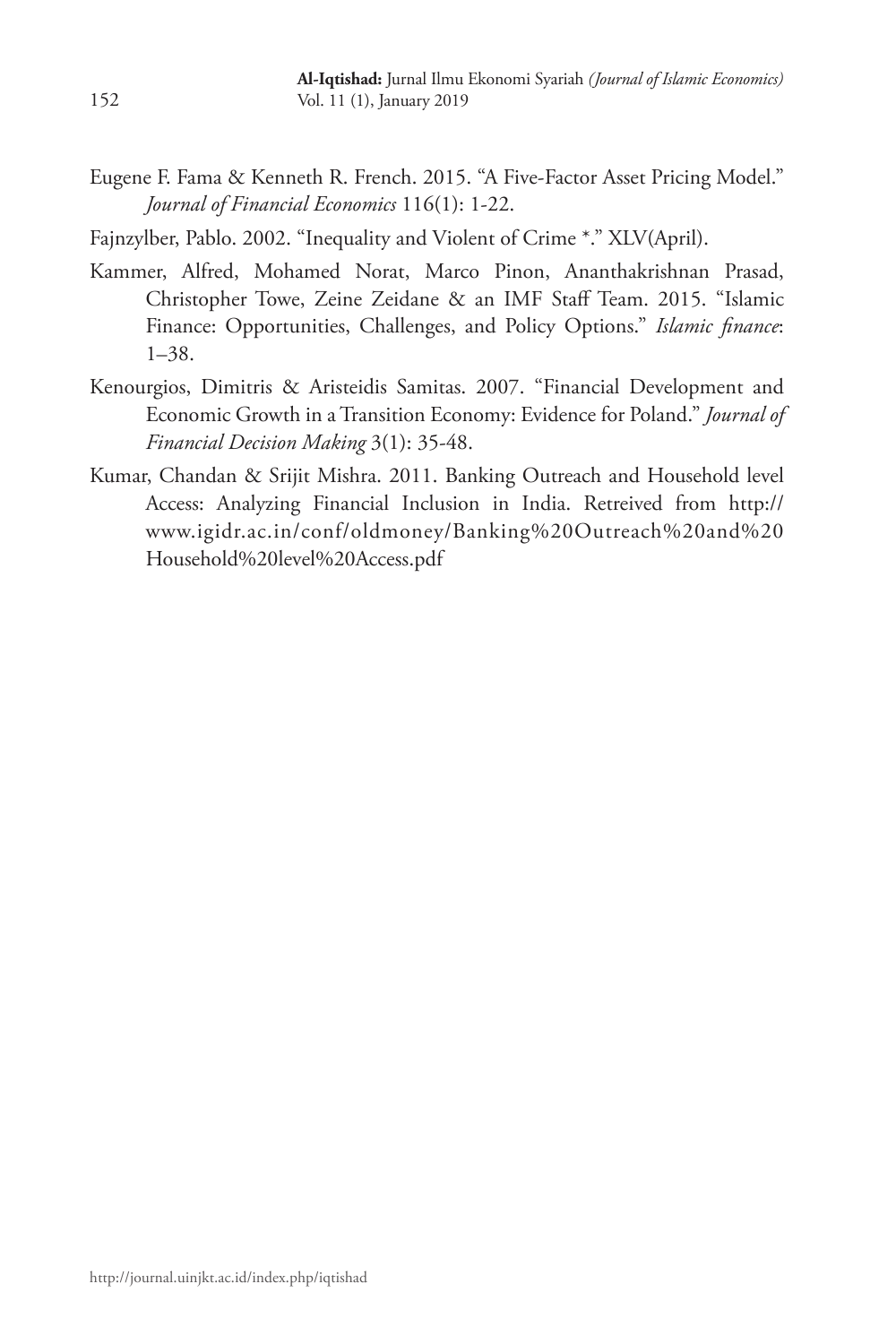Eugene F. Fama & Kenneth R. French. 2015. "A Five-Factor Asset Pricing Model." *Journal of Financial Economics* 116(1): 1-22.

Fajnzylber, Pablo. 2002. "Inequality and Violent of Crime *." XLV(April).

Kammer, Alfred, Mohamed Norat, Marco Pinon, Ananthakrishnan Prasad, Christopher Towe, Zeine Zeidane & an IMF Staff Team. 2015. "Islamic Finance: Opportunities, Challenges, and Policy Options." *Islamic finance*: 1–38.

Kenourgios, Dimitris & Aristeidis Samitas. 2007. "Financial Development and Economic Growth in a Transition Economy: Evidence for Poland." *Journal of Financial Decision Making* 3(1): 35-48.

Kumar, Chandan & Srijit Mishra. 2011. Banking Outreach and Household level Access: Analyzing Financial Inclusion in India. Retreived from http://www.igidr.ac.in/conf/oldmoney/Banking%20Outreach%20and%20Household%20level%20Access.pdf